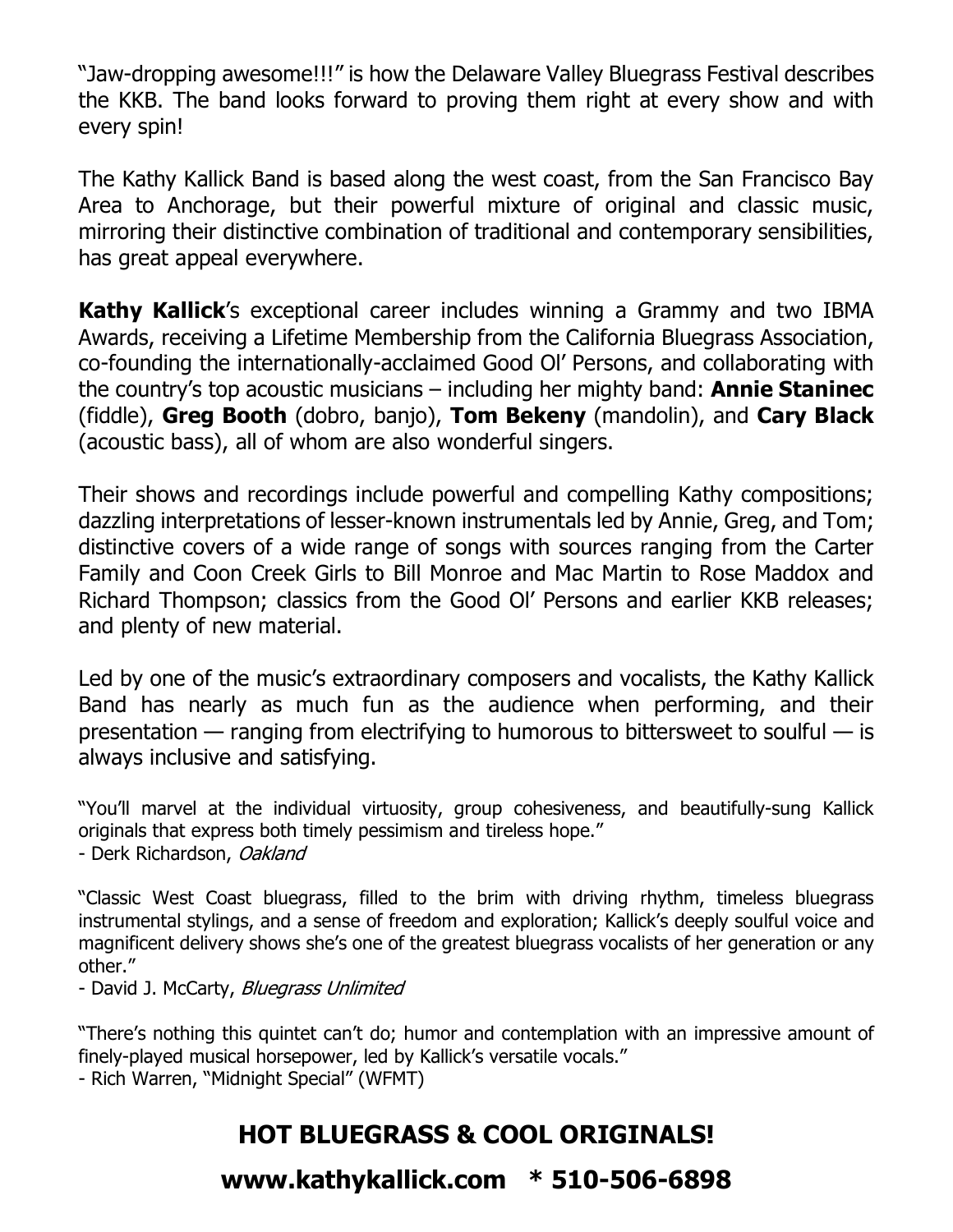"Jaw-dropping awesome!!!" is how the Delaware Valley Bluegrass Festival describes the KKB. The band looks forward to proving them right at every show and with every spin!

The Kathy Kallick Band is based along the west coast, from the San Francisco Bay Area to Anchorage, but their powerful mixture of original and classic music, mirroring their distinctive combination of traditional and contemporary sensibilities, has great appeal everywhere.

**Kathy Kallick**'s exceptional career includes winning a Grammy and two IBMA Awards, receiving a Lifetime Membership from the California Bluegrass Association, co-founding the internationally-acclaimed Good Ol' Persons, and collaborating with the country's top acoustic musicians – including her mighty band: **Annie Staninec** (fiddle), **Greg Booth** (dobro, banjo), **Tom Bekeny** (mandolin), and **Cary Black** (acoustic bass), all of whom are also wonderful singers.

Their shows and recordings include powerful and compelling Kathy compositions; dazzling interpretations of lesser-known instrumentals led by Annie, Greg, and Tom; distinctive covers of a wide range of songs with sources ranging from the Carter Family and Coon Creek Girls to Bill Monroe and Mac Martin to Rose Maddox and Richard Thompson; classics from the Good Ol' Persons and earlier KKB releases; and plenty of new material.

Led by one of the music's extraordinary composers and vocalists, the Kathy Kallick Band has nearly as much fun as the audience when performing, and their presentation — ranging from electrifying to humorous to bittersweet to soulful — is always inclusive and satisfying.

"You'll marvel at the individual virtuosity, group cohesiveness, and beautifully-sung Kallick originals that express both timely pessimism and tireless hope."
- Derk Richardson, *Oakland*

"Classic West Coast bluegrass, filled to the brim with driving rhythm, timeless bluegrass instrumental stylings, and a sense of freedom and exploration; Kallick's deeply soulful voice and magnificent delivery shows she's one of the greatest bluegrass vocalists of her generation or any other."
- David J. McCarty, *Bluegrass Unlimited*

"There's nothing this quintet can't do; humor and contemplation with an impressive amount of finely-played musical horsepower, led by Kallick's versatile vocals."
- Rich Warren, "Midnight Special" (WFMT)

## HOT BLUEGRASS & COOL ORIGINALS!

## www.kathykallick.com * 510-506-6898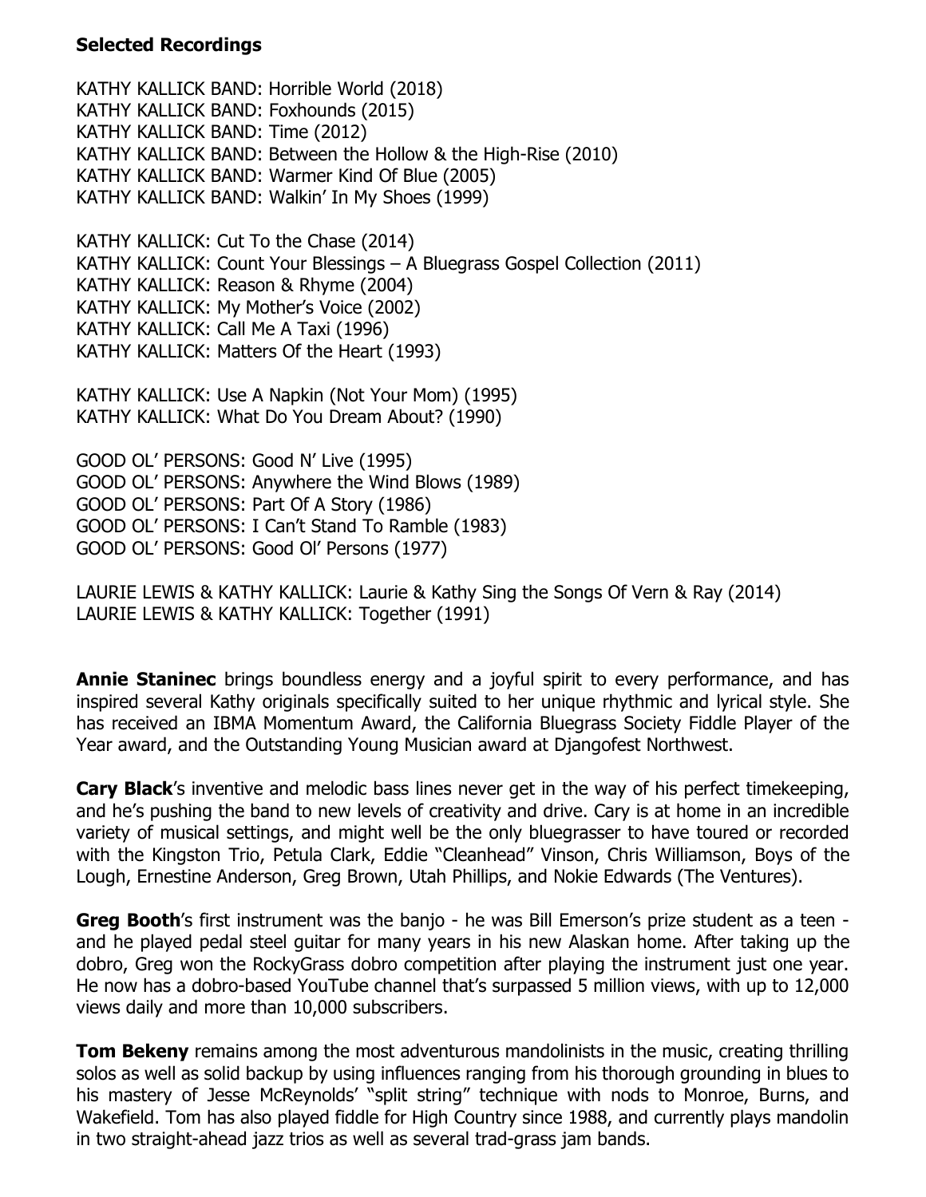**Selected Recordings**

KATHY KALLICK BAND: Horrible World (2018)
KATHY KALLICK BAND: Foxhounds (2015)
KATHY KALLICK BAND: Time (2012)
KATHY KALLICK BAND: Between the Hollow & the High-Rise (2010)
KATHY KALLICK BAND: Warmer Kind Of Blue (2005)
KATHY KALLICK BAND: Walkin' In My Shoes (1999)

KATHY KALLICK: Cut To the Chase (2014)
KATHY KALLICK: Count Your Blessings – A Bluegrass Gospel Collection (2011)
KATHY KALLICK: Reason & Rhyme (2004)
KATHY KALLICK: My Mother's Voice (2002)
KATHY KALLICK: Call Me A Taxi (1996)
KATHY KALLICK: Matters Of the Heart (1993)

KATHY KALLICK: Use A Napkin (Not Your Mom) (1995)
KATHY KALLICK: What Do You Dream About? (1990)

GOOD OL' PERSONS: Good N' Live (1995)
GOOD OL' PERSONS: Anywhere the Wind Blows (1989)
GOOD OL' PERSONS: Part Of A Story (1986)
GOOD OL' PERSONS: I Can't Stand To Ramble (1983)
GOOD OL' PERSONS: Good Ol' Persons (1977)

LAURIE LEWIS & KATHY KALLICK: Laurie & Kathy Sing the Songs Of Vern & Ray (2014)
LAURIE LEWIS & KATHY KALLICK: Together (1991)

**Annie Staninec** brings boundless energy and a joyful spirit to every performance, and has inspired several Kathy originals specifically suited to her unique rhythmic and lyrical style. She has received an IBMA Momentum Award, the California Bluegrass Society Fiddle Player of the Year award, and the Outstanding Young Musician award at Djangofest Northwest.

**Cary Black**'s inventive and melodic bass lines never get in the way of his perfect timekeeping, and he's pushing the band to new levels of creativity and drive. Cary is at home in an incredible variety of musical settings, and might well be the only bluegrasser to have toured or recorded with the Kingston Trio, Petula Clark, Eddie "Cleanhead" Vinson, Chris Williamson, Boys of the Lough, Ernestine Anderson, Greg Brown, Utah Phillips, and Nokie Edwards (The Ventures).

**Greg Booth**'s first instrument was the banjo - he was Bill Emerson's prize student as a teen - and he played pedal steel guitar for many years in his new Alaskan home. After taking up the dobro, Greg won the RockyGrass dobro competition after playing the instrument just one year. He now has a dobro-based YouTube channel that's surpassed 5 million views, with up to 12,000 views daily and more than 10,000 subscribers.

**Tom Bekeny** remains among the most adventurous mandolinists in the music, creating thrilling solos as well as solid backup by using influences ranging from his thorough grounding in blues to his mastery of Jesse McReynolds' "split string" technique with nods to Monroe, Burns, and Wakefield. Tom has also played fiddle for High Country since 1988, and currently plays mandolin in two straight-ahead jazz trios as well as several trad-grass jam bands.